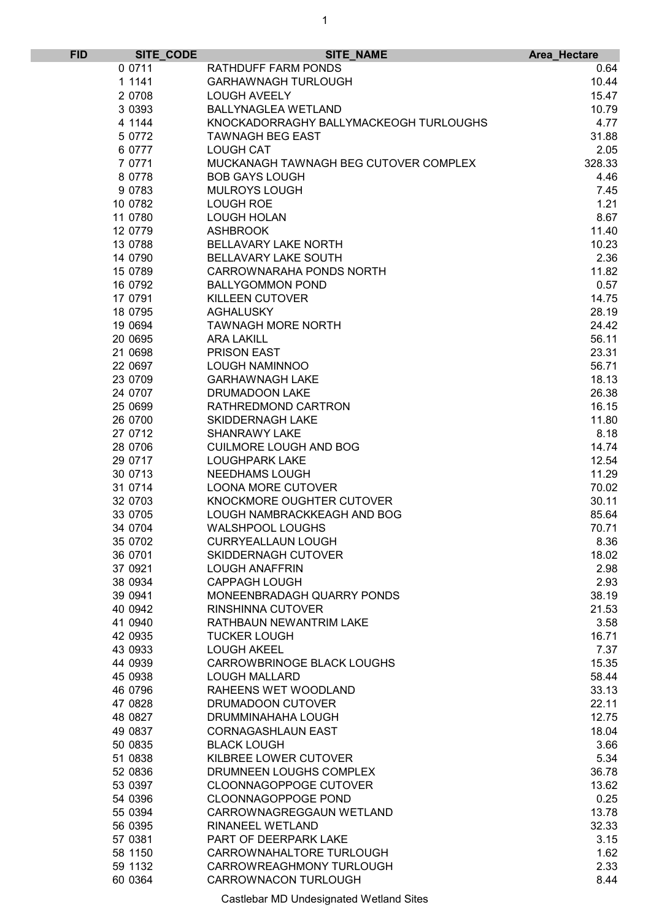| FID | SITE_CODE | SITE_NAME | Area_Hectare |
|---|---|---|---|
| 0 | 0711 | RATHDUFF FARM PONDS | 0.64 |
| 1 | 1141 | GARHAWNAGH TURLOUGH | 10.44 |
| 2 | 0708 | LOUGH AVEELY | 15.47 |
| 3 | 0393 | BALLYNAGLEA WETLAND | 10.79 |
| 4 | 1144 | KNOCKADORRAGHY BALLYMACKEOGH TURLOUGHS | 4.77 |
| 5 | 0772 | TAWNAGH BEG EAST | 31.88 |
| 6 | 0777 | LOUGH CAT | 2.05 |
| 7 | 0771 | MUCKANAGH TAWNAGH BEG CUTOVER COMPLEX | 328.33 |
| 8 | 0778 | BOB GAYS LOUGH | 4.46 |
| 9 | 0783 | MULROYS LOUGH | 7.45 |
| 10 | 0782 | LOUGH ROE | 1.21 |
| 11 | 0780 | LOUGH HOLAN | 8.67 |
| 12 | 0779 | ASHBROOK | 11.40 |
| 13 | 0788 | BELLAVARY LAKE NORTH | 10.23 |
| 14 | 0790 | BELLAVARY LAKE SOUTH | 2.36 |
| 15 | 0789 | CARROWNARAHA PONDS NORTH | 11.82 |
| 16 | 0792 | BALLYGOMMON POND | 0.57 |
| 17 | 0791 | KILLEEN CUTOVER | 14.75 |
| 18 | 0795 | AGHALUSKY | 28.19 |
| 19 | 0694 | TAWNAGH MORE NORTH | 24.42 |
| 20 | 0695 | ARA LAKILL | 56.11 |
| 21 | 0698 | PRISON EAST | 23.31 |
| 22 | 0697 | LOUGH NAMINNOO | 56.71 |
| 23 | 0709 | GARHAWNAGH LAKE | 18.13 |
| 24 | 0707 | DRUMADOON LAKE | 26.38 |
| 25 | 0699 | RATHREDMOND CARTRON | 16.15 |
| 26 | 0700 | SKIDDERNAGH LAKE | 11.80 |
| 27 | 0712 | SHANRAWY LAKE | 8.18 |
| 28 | 0706 | CUILMORE LOUGH AND BOG | 14.74 |
| 29 | 0717 | LOUGHPARK LAKE | 12.54 |
| 30 | 0713 | NEEDHAMS LOUGH | 11.29 |
| 31 | 0714 | LOONA MORE CUTOVER | 70.02 |
| 32 | 0703 | KNOCKMORE OUGHTER CUTOVER | 30.11 |
| 33 | 0705 | LOUGH NAMBRACKKEAGH AND BOG | 85.64 |
| 34 | 0704 | WALSHPOOL LOUGHS | 70.71 |
| 35 | 0702 | CURRYEALLAUN LOUGH | 8.36 |
| 36 | 0701 | SKIDDERNAGH CUTOVER | 18.02 |
| 37 | 0921 | LOUGH ANAFFRIN | 2.98 |
| 38 | 0934 | CAPPAGH LOUGH | 2.93 |
| 39 | 0941 | MONEENBRADAGH QUARRY PONDS | 38.19 |
| 40 | 0942 | RINSHINNA CUTOVER | 21.53 |
| 41 | 0940 | RATHBAUN NEWANTRIM LAKE | 3.58 |
| 42 | 0935 | TUCKER LOUGH | 16.71 |
| 43 | 0933 | LOUGH AKEEL | 7.37 |
| 44 | 0939 | CARROWBRINOGE BLACK LOUGHS | 15.35 |
| 45 | 0938 | LOUGH MALLARD | 58.44 |
| 46 | 0796 | RAHEENS WET WOODLAND | 33.13 |
| 47 | 0828 | DRUMADOON CUTOVER | 22.11 |
| 48 | 0827 | DRUMMINAHAHA LOUGH | 12.75 |
| 49 | 0837 | CORNAGASHLAUN EAST | 18.04 |
| 50 | 0835 | BLACK LOUGH | 3.66 |
| 51 | 0838 | KILBREE LOWER CUTOVER | 5.34 |
| 52 | 0836 | DRUMNEEN LOUGHS COMPLEX | 36.78 |
| 53 | 0397 | CLOONNAGOPPOGE CUTOVER | 13.62 |
| 54 | 0396 | CLOONNAGOPPOGE POND | 0.25 |
| 55 | 0394 | CARROWNAGREGGAUN WETLAND | 13.78 |
| 56 | 0395 | RINANEEL WETLAND | 32.33 |
| 57 | 0381 | PART OF DEERPARK LAKE | 3.15 |
| 58 | 1150 | CARROWNAHALTORE TURLOUGH | 1.62 |
| 59 | 1132 | CARROWREAGHMONY TURLOUGH | 2.33 |
| 60 | 0364 | CARROWNACON TURLOUGH | 8.44 |

Castlebar MD Undesignated Wetland Sites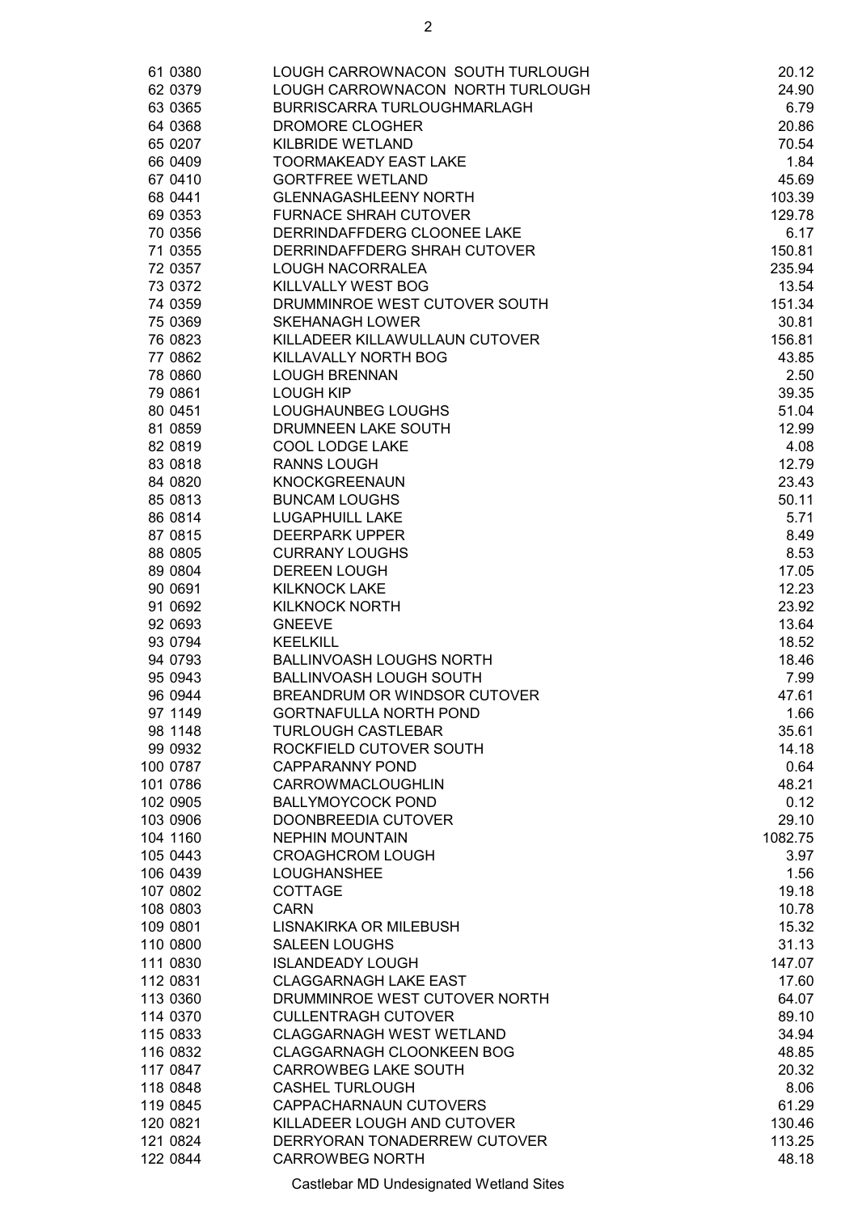| | | | |
|---|---|---|---|
| 61 | 0380 | LOUGH CARROWNACON SOUTH TURLOUGH | 20.12 |
| 62 | 0379 | LOUGH CARROWNACON NORTH TURLOUGH | 24.90 |
| 63 | 0365 | BURRISCARRA TURLOUGHMARLAGH | 6.79 |
| 64 | 0368 | DROMORE CLOGHER | 20.86 |
| 65 | 0207 | KILBRIDE WETLAND | 70.54 |
| 66 | 0409 | TOORMAKEADY EAST LAKE | 1.84 |
| 67 | 0410 | GORTFREE WETLAND | 45.69 |
| 68 | 0441 | GLENNAGASHLEENY NORTH | 103.39 |
| 69 | 0353 | FURNACE SHRAH CUTOVER | 129.78 |
| 70 | 0356 | DERRINDAFFDERG CLOONEE LAKE | 6.17 |
| 71 | 0355 | DERRINDAFFDERG SHRAH CUTOVER | 150.81 |
| 72 | 0357 | LOUGH NACORRALEA | 235.94 |
| 73 | 0372 | KILLVALLY WEST BOG | 13.54 |
| 74 | 0359 | DRUMMINROE WEST CUTOVER SOUTH | 151.34 |
| 75 | 0369 | SKEHANAGH LOWER | 30.81 |
| 76 | 0823 | KILLADEER KILLAWULLAUN CUTOVER | 156.81 |
| 77 | 0862 | KILLAVALLY NORTH BOG | 43.85 |
| 78 | 0860 | LOUGH BRENNAN | 2.50 |
| 79 | 0861 | LOUGH KIP | 39.35 |
| 80 | 0451 | LOUGHAUNBEG LOUGHS | 51.04 |
| 81 | 0859 | DRUMNEEN LAKE SOUTH | 12.99 |
| 82 | 0819 | COOL LODGE LAKE | 4.08 |
| 83 | 0818 | RANNS LOUGH | 12.79 |
| 84 | 0820 | KNOCKGREENAUN | 23.43 |
| 85 | 0813 | BUNCAM LOUGHS | 50.11 |
| 86 | 0814 | LUGAPHUILL LAKE | 5.71 |
| 87 | 0815 | DEERPARK UPPER | 8.49 |
| 88 | 0805 | CURRANY LOUGHS | 8.53 |
| 89 | 0804 | DEREEN LOUGH | 17.05 |
| 90 | 0691 | KILKNOCK LAKE | 12.23 |
| 91 | 0692 | KILKNOCK NORTH | 23.92 |
| 92 | 0693 | GNEEVE | 13.64 |
| 93 | 0794 | KEELKILL | 18.52 |
| 94 | 0793 | BALLINVOASH LOUGHS NORTH | 18.46 |
| 95 | 0943 | BALLINVOASH LOUGH SOUTH | 7.99 |
| 96 | 0944 | BREANDRUM OR WINDSOR CUTOVER | 47.61 |
| 97 | 1149 | GORTNAFULLA NORTH POND | 1.66 |
| 98 | 1148 | TURLOUGH CASTLEBAR | 35.61 |
| 99 | 0932 | ROCKFIELD CUTOVER SOUTH | 14.18 |
| 100 | 0787 | CAPPARANNY POND | 0.64 |
| 101 | 0786 | CARROWMACLOUGHLIN | 48.21 |
| 102 | 0905 | BALLYMOYCOCK POND | 0.12 |
| 103 | 0906 | DOONBREEDIA CUTOVER | 29.10 |
| 104 | 1160 | NEPHIN MOUNTAIN | 1082.75 |
| 105 | 0443 | CROAGHCROM LOUGH | 3.97 |
| 106 | 0439 | LOUGHANSHEE | 1.56 |
| 107 | 0802 | COTTAGE | 19.18 |
| 108 | 0803 | CARN | 10.78 |
| 109 | 0801 | LISNAKIRKA OR MILEBUSH | 15.32 |
| 110 | 0800 | SALEEN LOUGHS | 31.13 |
| 111 | 0830 | ISLANDEADY LOUGH | 147.07 |
| 112 | 0831 | CLAGGARNAGH LAKE EAST | 17.60 |
| 113 | 0360 | DRUMMINROE WEST CUTOVER NORTH | 64.07 |
| 114 | 0370 | CULLENTRAGH CUTOVER | 89.10 |
| 115 | 0833 | CLAGGARNAGH WEST WETLAND | 34.94 |
| 116 | 0832 | CLAGGARNAGH CLOONKEEN BOG | 48.85 |
| 117 | 0847 | CARROWBEG LAKE SOUTH | 20.32 |
| 118 | 0848 | CASHEL TURLOUGH | 8.06 |
| 119 | 0845 | CAPPACHARNAUN CUTOVERS | 61.29 |
| 120 | 0821 | KILLADEER LOUGH AND CUTOVER | 130.46 |
| 121 | 0824 | DERRYORAN TONADERREW CUTOVER | 113.25 |
| 122 | 0844 | CARROWBEG NORTH | 48.18 |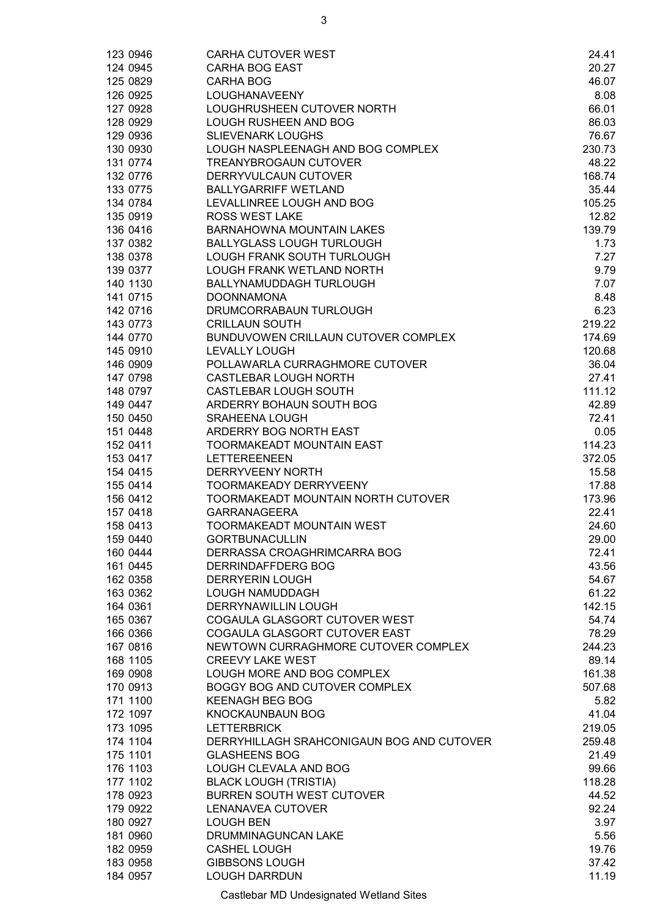| | | | |
|---|---|---|---|
| 123 | 0946 | CARHA CUTOVER WEST | 24.41 |
| 124 | 0945 | CARHA BOG EAST | 20.27 |
| 125 | 0829 | CARHA BOG | 46.07 |
| 126 | 0925 | LOUGHANAVEENY | 8.08 |
| 127 | 0928 | LOUGHRUSHEEN CUTOVER NORTH | 66.01 |
| 128 | 0929 | LOUGH RUSHEEN AND BOG | 86.03 |
| 129 | 0936 | SLIEVENARK LOUGHS | 76.67 |
| 130 | 0930 | LOUGH NASPLEENAGH AND BOG COMPLEX | 230.73 |
| 131 | 0774 | TREANYBROGAUN CUTOVER | 48.22 |
| 132 | 0776 | DERRYVULCAUN CUTOVER | 168.74 |
| 133 | 0775 | BALLYGARRIFF WETLAND | 35.44 |
| 134 | 0784 | LEVALLINREE LOUGH AND BOG | 105.25 |
| 135 | 0919 | ROSS WEST LAKE | 12.82 |
| 136 | 0416 | BARNAHOWNA MOUNTAIN LAKES | 139.79 |
| 137 | 0382 | BALLYGLASS LOUGH TURLOUGH | 1.73 |
| 138 | 0378 | LOUGH FRANK SOUTH TURLOUGH | 7.27 |
| 139 | 0377 | LOUGH FRANK WETLAND NORTH | 9.79 |
| 140 | 1130 | BALLYNAMUDDAGH TURLOUGH | 7.07 |
| 141 | 0715 | DOONNAMONA | 8.48 |
| 142 | 0716 | DRUMCORRABAUN TURLOUGH | 6.23 |
| 143 | 0773 | CRILLAUN SOUTH | 219.22 |
| 144 | 0770 | BUNDUVOWEN CRILLAUN CUTOVER COMPLEX | 174.69 |
| 145 | 0910 | LEVALLY LOUGH | 120.68 |
| 146 | 0909 | POLLAWARLA CURRAGHMORE CUTOVER | 36.04 |
| 147 | 0798 | CASTLEBAR LOUGH NORTH | 27.41 |
| 148 | 0797 | CASTLEBAR LOUGH SOUTH | 111.12 |
| 149 | 0447 | ARDERRY BOHAUN SOUTH BOG | 42.89 |
| 150 | 0450 | SRAHEENA LOUGH | 72.41 |
| 151 | 0448 | ARDERRY BOG NORTH EAST | 0.05 |
| 152 | 0411 | TOORMAKEADT MOUNTAIN EAST | 114.23 |
| 153 | 0417 | LETTEREENEEN | 372.05 |
| 154 | 0415 | DERRYVEENY NORTH | 15.58 |
| 155 | 0414 | TOORMAKEADY DERRYVEENY | 17.88 |
| 156 | 0412 | TOORMAKEADT MOUNTAIN NORTH CUTOVER | 173.96 |
| 157 | 0418 | GARRANAGEERA | 22.41 |
| 158 | 0413 | TOORMAKEADT MOUNTAIN WEST | 24.60 |
| 159 | 0440 | GORTBUNACULLIN | 29.00 |
| 160 | 0444 | DERRASSA CROAGHRIMCARRA BOG | 72.41 |
| 161 | 0445 | DERRINDAFFDERG BOG | 43.56 |
| 162 | 0358 | DERRYERIN LOUGH | 54.67 |
| 163 | 0362 | LOUGH NAMUDDAGH | 61.22 |
| 164 | 0361 | DERRYNAWILLIN LOUGH | 142.15 |
| 165 | 0367 | COGAULA GLASGORT CUTOVER WEST | 54.74 |
| 166 | 0366 | COGAULA GLASGORT CUTOVER EAST | 78.29 |
| 167 | 0816 | NEWTOWN CURRAGHMORE CUTOVER COMPLEX | 244.23 |
| 168 | 1105 | CREEVY LAKE WEST | 89.14 |
| 169 | 0908 | LOUGH MORE AND BOG COMPLEX | 161.38 |
| 170 | 0913 | BOGGY BOG AND CUTOVER COMPLEX | 507.68 |
| 171 | 1100 | KEENAGH BEG BOG | 5.82 |
| 172 | 1097 | KNOCKAUNBAUN BOG | 41.04 |
| 173 | 1095 | LETTERBRICK | 219.05 |
| 174 | 1104 | DERRYHILLAGH SRAHCONIGAUN BOG AND CUTOVER | 259.48 |
| 175 | 1101 | GLASHEENS BOG | 21.49 |
| 176 | 1103 | LOUGH CLEVALA AND BOG | 99.66 |
| 177 | 1102 | BLACK LOUGH (TRISTIA) | 118.28 |
| 178 | 0923 | BURREN SOUTH WEST CUTOVER | 44.52 |
| 179 | 0922 | LENANAVEA CUTOVER | 92.24 |
| 180 | 0927 | LOUGH BEN | 3.97 |
| 181 | 0960 | DRUMMINAGUNCAN LAKE | 5.56 |
| 182 | 0959 | CASHEL LOUGH | 19.76 |
| 183 | 0958 | GIBBSONS LOUGH | 37.42 |
| 184 | 0957 | LOUGH DARRDUN | 11.19 |

Castlebar MD Undesignated Wetland Sites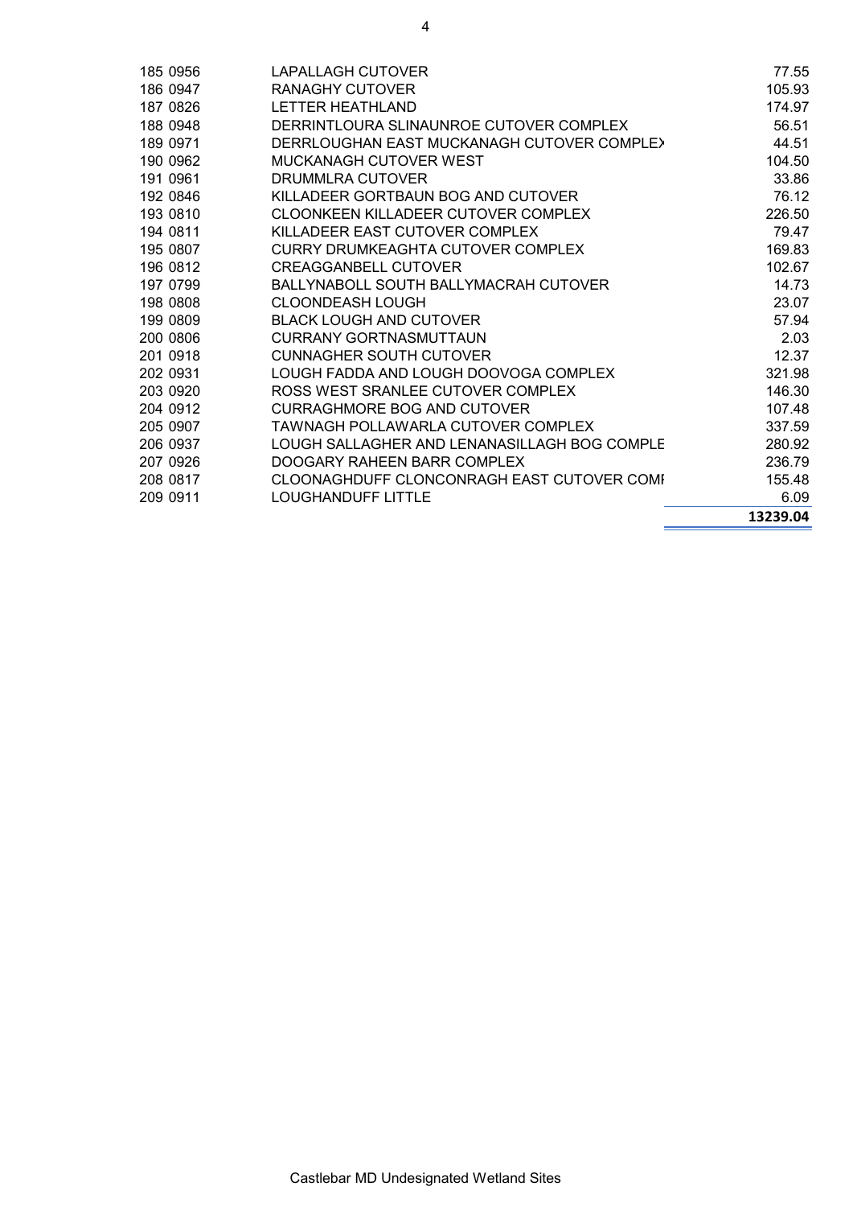| | | | |
|---|---|---|---|
| 185 | 0956 | LAPALLAGH CUTOVER | 77.55 |
| 186 | 0947 | RANAGHY CUTOVER | 105.93 |
| 187 | 0826 | LETTER HEATHLAND | 174.97 |
| 188 | 0948 | DERRINTLOURA SLINAUNROE CUTOVER COMPLEX | 56.51 |
| 189 | 0971 | DERRLOUGHAN EAST MUCKANAGH CUTOVER COMPLEX | 44.51 |
| 190 | 0962 | MUCKANAGH CUTOVER WEST | 104.50 |
| 191 | 0961 | DRUMMLRA CUTOVER | 33.86 |
| 192 | 0846 | KILLADEER GORTBAUN BOG AND CUTOVER | 76.12 |
| 193 | 0810 | CLOONKEEN KILLADEER CUTOVER COMPLEX | 226.50 |
| 194 | 0811 | KILLADEER EAST CUTOVER COMPLEX | 79.47 |
| 195 | 0807 | CURRY DRUMKEAGHTA CUTOVER COMPLEX | 169.83 |
| 196 | 0812 | CREAGGANBELL CUTOVER | 102.67 |
| 197 | 0799 | BALLYNABOLL SOUTH BALLYMACRAH CUTOVER | 14.73 |
| 198 | 0808 | CLOONDEASH LOUGH | 23.07 |
| 199 | 0809 | BLACK LOUGH AND CUTOVER | 57.94 |
| 200 | 0806 | CURRANY GORTNASMUTTAUN | 2.03 |
| 201 | 0918 | CUNNAGHER SOUTH CUTOVER | 12.37 |
| 202 | 0931 | LOUGH FADDA AND LOUGH DOOVOGA COMPLEX | 321.98 |
| 203 | 0920 | ROSS WEST SRANLEE CUTOVER COMPLEX | 146.30 |
| 204 | 0912 | CURRAGHMORE BOG AND CUTOVER | 107.48 |
| 205 | 0907 | TAWNAGH POLLAWARLA CUTOVER COMPLEX | 337.59 |
| 206 | 0937 | LOUGH SALLAGHER AND LENANASILLAGH BOG COMPLE | 280.92 |
| 207 | 0926 | DOOGARY RAHEEN BARR COMPLEX | 236.79 |
| 208 | 0817 | CLOONAGHDUFF CLONCONRAGH EAST CUTOVER COMI | 155.48 |
| 209 | 0911 | LOUGHANDUFF LITTLE | 6.09 |
| | | | **13239.04** |

Castlebar MD Undesignated Wetland Sites